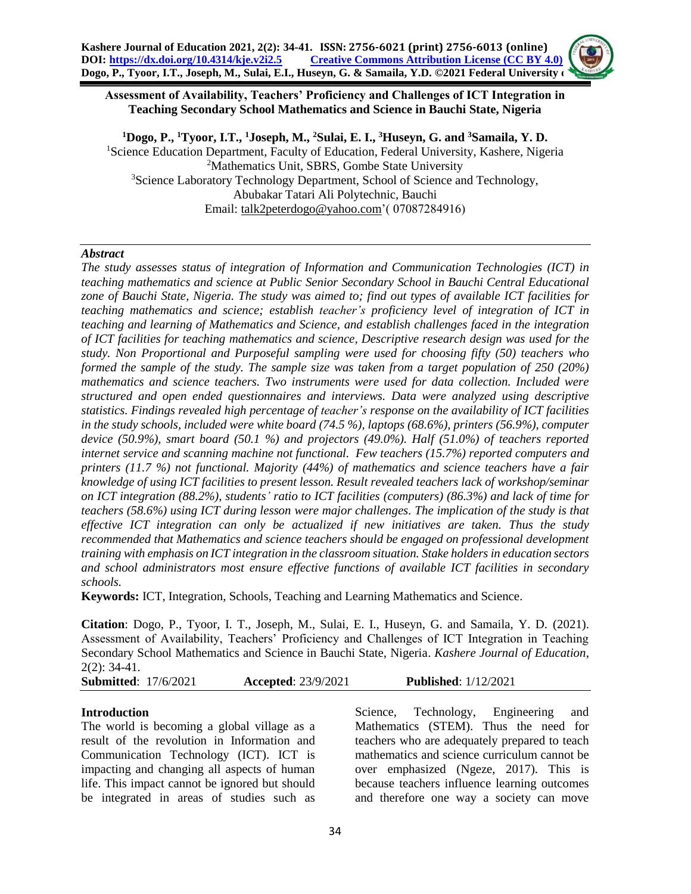# Assessment of Availability, Teachers' Proficiency and Challenges of ICT Integration in Teaching Secondary School Mathematics and Science in Bauchi State, Nigeria

**[1]Dogo, P., [1]Tyoor, I.T., [1]Joseph, M., [2]Sulai, E. I., [3]Huseyn, G. and [3]Samaila, Y. D.**

[1]Science Education Department, Faculty of Education, Federal University, Kashere, Nigeria
[2]Mathematics Unit, SBRS, Gombe State University
[3]Science Laboratory Technology Department, School of Science and Technology, Abubakar Tatari Ali Polytechnic, Bauchi
Email: talk2peterdogo@yahoo.com'( 07087284916)

## *Abstract*

*The study assesses status of integration of Information and Communication Technologies (ICT) in teaching mathematics and science at Public Senior Secondary School in Bauchi Central Educational zone of Bauchi State, Nigeria. The study was aimed to; find out types of available ICT facilities for teaching mathematics and science; establish teacher's proficiency level of integration of ICT in teaching and learning of Mathematics and Science, and establish challenges faced in the integration of ICT facilities for teaching mathematics and science, Descriptive research design was used for the study. Non Proportional and Purposeful sampling were used for choosing fifty (50) teachers who formed the sample of the study. The sample size was taken from a target population of 250 (20%) mathematics and science teachers. Two instruments were used for data collection. Included were structured and open ended questionnaires and interviews. Data were analyzed using descriptive statistics. Findings revealed high percentage of teacher's response on the availability of ICT facilities in the study schools, included were white board (74.5 %), laptops (68.6%), printers (56.9%), computer device (50.9%), smart board (50.1 %) and projectors (49.0%). Half (51.0%) of teachers reported internet service and scanning machine not functional. Few teachers (15.7%) reported computers and printers (11.7 %) not functional. Majority (44%) of mathematics and science teachers have a fair knowledge of using ICT facilities to present lesson. Result revealed teachers lack of workshop/seminar on ICT integration (88.2%), students' ratio to ICT facilities (computers) (86.3%) and lack of time for teachers (58.6%) using ICT during lesson were major challenges. The implication of the study is that effective ICT integration can only be actualized if new initiatives are taken. Thus the study recommended that Mathematics and science teachers should be engaged on professional development training with emphasis on ICT integration in the classroom situation. Stake holders in education sectors and school administrators most ensure effective functions of available ICT facilities in secondary schools.*

**Keywords:** ICT, Integration, Schools, Teaching and Learning Mathematics and Science.

**Citation**: Dogo, P., Tyoor, I. T., Joseph, M., Sulai, E. I., Huseyn, G. and Samaila, Y. D. (2021). Assessment of Availability, Teachers' Proficiency and Challenges of ICT Integration in Teaching Secondary School Mathematics and Science in Bauchi State, Nigeria. *Kashere Journal of Education*, 2(2): 34-41.

**Submitted**: 17/6/2021 **Accepted**: 23/9/2021 **Published**: 1/12/2021

## Introduction

The world is becoming a global village as a result of the revolution in Information and Communication Technology (ICT). ICT is impacting and changing all aspects of human life. This impact cannot be ignored but should be integrated in areas of studies such as Science, Technology, Engineering and Mathematics (STEM). Thus the need for teachers who are adequately prepared to teach mathematics and science curriculum cannot be over emphasized (Ngeze, 2017). This is because teachers influence learning outcomes and therefore one way a society can move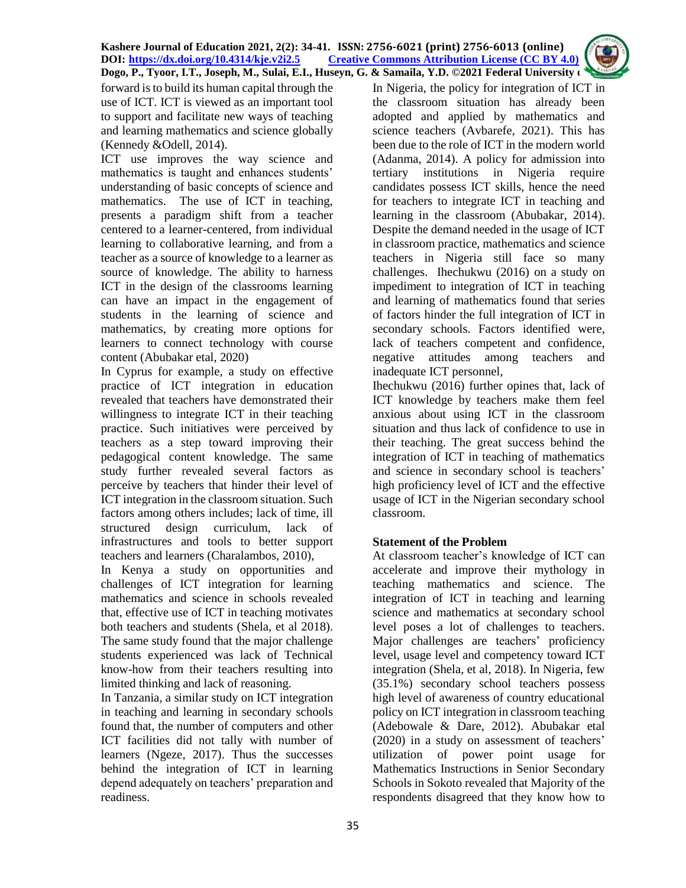forward is to build its human capital through the use of ICT. ICT is viewed as an important tool to support and facilitate new ways of teaching and learning mathematics and science globally (Kennedy &Odell, 2014).

ICT use improves the way science and mathematics is taught and enhances students' understanding of basic concepts of science and mathematics. The use of ICT in teaching, presents a paradigm shift from a teacher centered to a learner-centered, from individual learning to collaborative learning, and from a teacher as a source of knowledge to a learner as source of knowledge. The ability to harness ICT in the design of the classrooms learning can have an impact in the engagement of students in the learning of science and mathematics, by creating more options for learners to connect technology with course content (Abubakar etal, 2020)

In Cyprus for example, a study on effective practice of ICT integration in education revealed that teachers have demonstrated their willingness to integrate ICT in their teaching practice. Such initiatives were perceived by teachers as a step toward improving their pedagogical content knowledge. The same study further revealed several factors as perceive by teachers that hinder their level of ICT integration in the classroom situation. Such factors among others includes; lack of time, ill structured design curriculum, lack of infrastructures and tools to better support teachers and learners (Charalambos, 2010),

In Kenya a study on opportunities and challenges of ICT integration for learning mathematics and science in schools revealed that, effective use of ICT in teaching motivates both teachers and students (Shela, et al 2018). The same study found that the major challenge students experienced was lack of Technical know-how from their teachers resulting into limited thinking and lack of reasoning.

In Tanzania, a similar study on ICT integration in teaching and learning in secondary schools found that, the number of computers and other ICT facilities did not tally with number of learners (Ngeze, 2017). Thus the successes behind the integration of ICT in learning depend adequately on teachers' preparation and readiness.

In Nigeria, the policy for integration of ICT in the classroom situation has already been adopted and applied by mathematics and science teachers (Avbarefe, 2021). This has been due to the role of ICT in the modern world (Adanma, 2014). A policy for admission into tertiary institutions in Nigeria require candidates possess ICT skills, hence the need for teachers to integrate ICT in teaching and learning in the classroom (Abubakar, 2014). Despite the demand needed in the usage of ICT in classroom practice, mathematics and science teachers in Nigeria still face so many challenges. Ihechukwu (2016) on a study on impediment to integration of ICT in teaching and learning of mathematics found that series of factors hinder the full integration of ICT in secondary schools. Factors identified were, lack of teachers competent and confidence, negative attitudes among teachers and inadequate ICT personnel,

Ihechukwu (2016) further opines that, lack of ICT knowledge by teachers make them feel anxious about using ICT in the classroom situation and thus lack of confidence to use in their teaching. The great success behind the integration of ICT in teaching of mathematics and science in secondary school is teachers' high proficiency level of ICT and the effective usage of ICT in the Nigerian secondary school classroom.

## Statement of the Problem

At classroom teacher's knowledge of ICT can accelerate and improve their mythology in teaching mathematics and science. The integration of ICT in teaching and learning science and mathematics at secondary school level poses a lot of challenges to teachers. Major challenges are teachers' proficiency level, usage level and competency toward ICT integration (Shela, et al, 2018). In Nigeria, few (35.1%) secondary school teachers possess high level of awareness of country educational policy on ICT integration in classroom teaching (Adebowale & Dare, 2012). Abubakar etal (2020) in a study on assessment of teachers' utilization of power point usage for Mathematics Instructions in Senior Secondary Schools in Sokoto revealed that Majority of the respondents disagreed that they know how to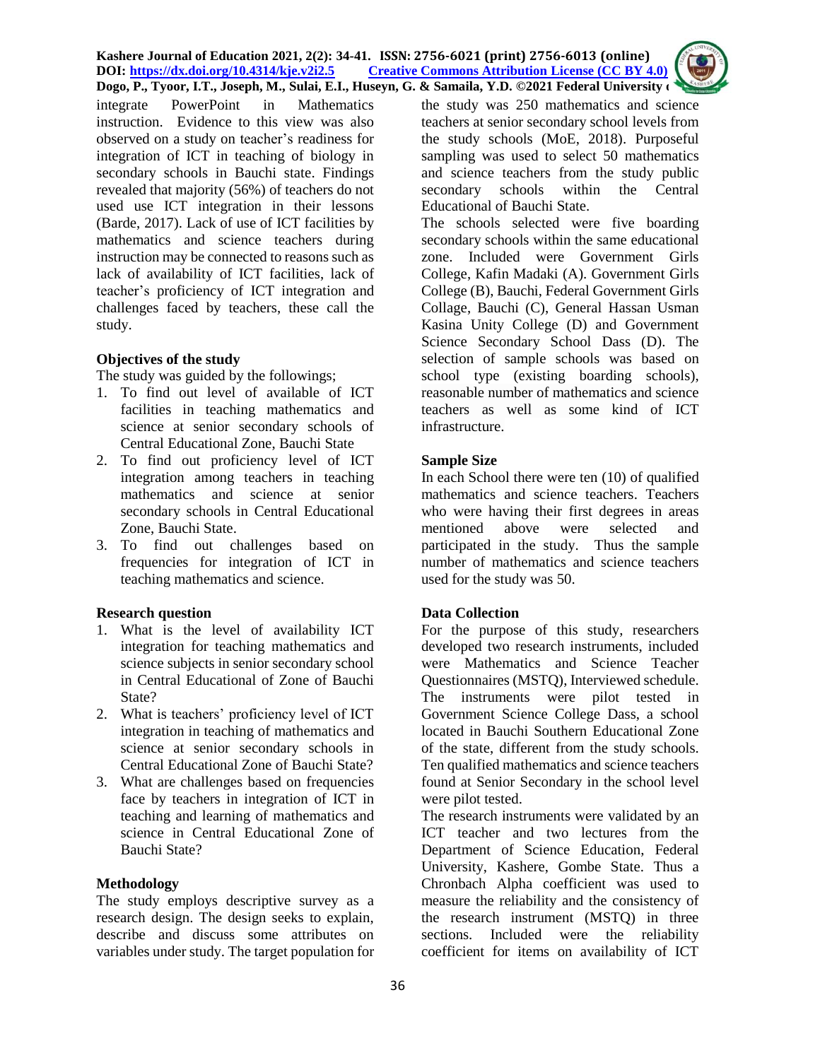integrate PowerPoint in Mathematics instruction. Evidence to this view was also observed on a study on teacher's readiness for integration of ICT in teaching of biology in secondary schools in Bauchi state. Findings revealed that majority (56%) of teachers do not used use ICT integration in their lessons (Barde, 2017). Lack of use of ICT facilities by mathematics and science teachers during instruction may be connected to reasons such as lack of availability of ICT facilities, lack of teacher's proficiency of ICT integration and challenges faced by teachers, these call the study.

**Objectives of the study**

The study was guided by the followings;

1. To find out level of available of ICT facilities in teaching mathematics and science at senior secondary schools of Central Educational Zone, Bauchi State
2. To find out proficiency level of ICT integration among teachers in teaching mathematics and science at senior secondary schools in Central Educational Zone, Bauchi State.
3. To find out challenges based on frequencies for integration of ICT in teaching mathematics and science.

**Research question**

1. What is the level of availability ICT integration for teaching mathematics and science subjects in senior secondary school in Central Educational of Zone of Bauchi State?
2. What is teachers' proficiency level of ICT integration in teaching of mathematics and science at senior secondary schools in Central Educational Zone of Bauchi State?
3. What are challenges based on frequencies face by teachers in integration of ICT in teaching and learning of mathematics and science in Central Educational Zone of Bauchi State?

**Methodology**

The study employs descriptive survey as a research design. The design seeks to explain, describe and discuss some attributes on variables under study. The target population for the study was 250 mathematics and science teachers at senior secondary school levels from the study schools (MoE, 2018). Purposeful sampling was used to select 50 mathematics and science teachers from the study public secondary schools within the Central Educational of Bauchi State.

The schools selected were five boarding secondary schools within the same educational zone. Included were Government Girls College, Kafin Madaki (A). Government Girls College (B), Bauchi, Federal Government Girls Collage, Bauchi (C), General Hassan Usman Kasina Unity College (D) and Government Science Secondary School Dass (D). The selection of sample schools was based on school type (existing boarding schools), reasonable number of mathematics and science teachers as well as some kind of ICT infrastructure.

**Sample Size**

In each School there were ten (10) of qualified mathematics and science teachers. Teachers who were having their first degrees in areas mentioned above were selected and participated in the study. Thus the sample number of mathematics and science teachers used for the study was 50.

**Data Collection**

For the purpose of this study, researchers developed two research instruments, included were Mathematics and Science Teacher Questionnaires (MSTQ), Interviewed schedule. The instruments were pilot tested in Government Science College Dass, a school located in Bauchi Southern Educational Zone of the state, different from the study schools. Ten qualified mathematics and science teachers found at Senior Secondary in the school level were pilot tested.

The research instruments were validated by an ICT teacher and two lectures from the Department of Science Education, Federal University, Kashere, Gombe State. Thus a Chronbach Alpha coefficient was used to measure the reliability and the consistency of the research instrument (MSTQ) in three sections. Included were the reliability coefficient for items on availability of ICT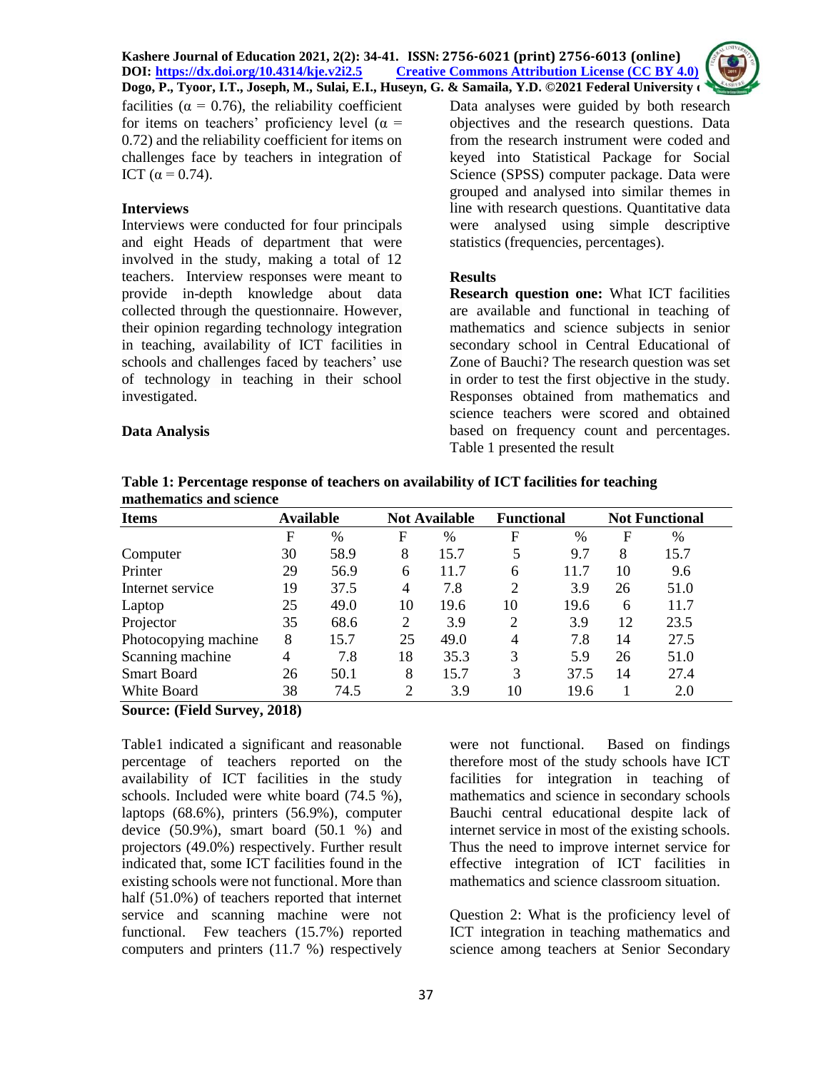facilities ($\alpha = 0.76$), the reliability coefficient for items on teachers' proficiency level ($\alpha = 0.72$) and the reliability coefficient for items on challenges face by teachers in integration of ICT ($\alpha = 0.74$).

**Interviews**

Interviews were conducted for four principals and eight Heads of department that were involved in the study, making a total of 12 teachers. Interview responses were meant to provide in-depth knowledge about data collected through the questionnaire. However, their opinion regarding technology integration in teaching, availability of ICT facilities in schools and challenges faced by teachers' use of technology in teaching in their school investigated.

**Data Analysis**

Data analyses were guided by both research objectives and the research questions. Data from the research instrument were coded and keyed into Statistical Package for Social Science (SPSS) computer package. Data were grouped and analysed into similar themes in line with research questions. Quantitative data were analysed using simple descriptive statistics (frequencies, percentages).

**Results**

**Research question one:** What ICT facilities are available and functional in teaching of mathematics and science subjects in senior secondary school in Central Educational of Zone of Bauchi? The research question was set in order to test the first objective in the study. Responses obtained from mathematics and science teachers were scored and obtained based on frequency count and percentages. Table 1 presented the result

**Table 1: Percentage response of teachers on availability of ICT facilities for teaching mathematics and science**

| Items | Available | | Not Available | | Functional | | Not Functional | |
|---|---|---|---|---|---|---|---|---|
| | F | % | F | % | F | % | F | % |
| Computer | 30 | 58.9 | 8 | 15.7 | 5 | 9.7 | 8 | 15.7 |
| Printer | 29 | 56.9 | 6 | 11.7 | 6 | 11.7 | 10 | 9.6 |
| Internet service | 19 | 37.5 | 4 | 7.8 | 2 | 3.9 | 26 | 51.0 |
| Laptop | 25 | 49.0 | 10 | 19.6 | 10 | 19.6 | 6 | 11.7 |
| Projector | 35 | 68.6 | 2 | 3.9 | 2 | 3.9 | 12 | 23.5 |
| Photocopying machine | 8 | 15.7 | 25 | 49.0 | 4 | 7.8 | 14 | 27.5 |
| Scanning machine | 4 | 7.8 | 18 | 35.3 | 3 | 5.9 | 26 | 51.0 |
| Smart Board | 26 | 50.1 | 8 | 15.7 | 3 | 37.5 | 14 | 27.4 |
| White Board | 38 | 74.5 | 2 | 3.9 | 10 | 19.6 | 1 | 2.0 |

**Source: (Field Survey, 2018)**

Table1 indicated a significant and reasonable percentage of teachers reported on the availability of ICT facilities in the study schools. Included were white board (74.5 %), laptops (68.6%), printers (56.9%), computer device (50.9%), smart board (50.1 %) and projectors (49.0%) respectively. Further result indicated that, some ICT facilities found in the existing schools were not functional. More than half (51.0%) of teachers reported that internet service and scanning machine were not functional. Few teachers (15.7%) reported computers and printers (11.7 %) respectively were not functional. Based on findings therefore most of the study schools have ICT facilities for integration in teaching of mathematics and science in secondary schools Bauchi central educational despite lack of internet service in most of the existing schools. Thus the need to improve internet service for effective integration of ICT facilities in mathematics and science classroom situation.

Question 2: What is the proficiency level of ICT integration in teaching mathematics and science among teachers at Senior Secondary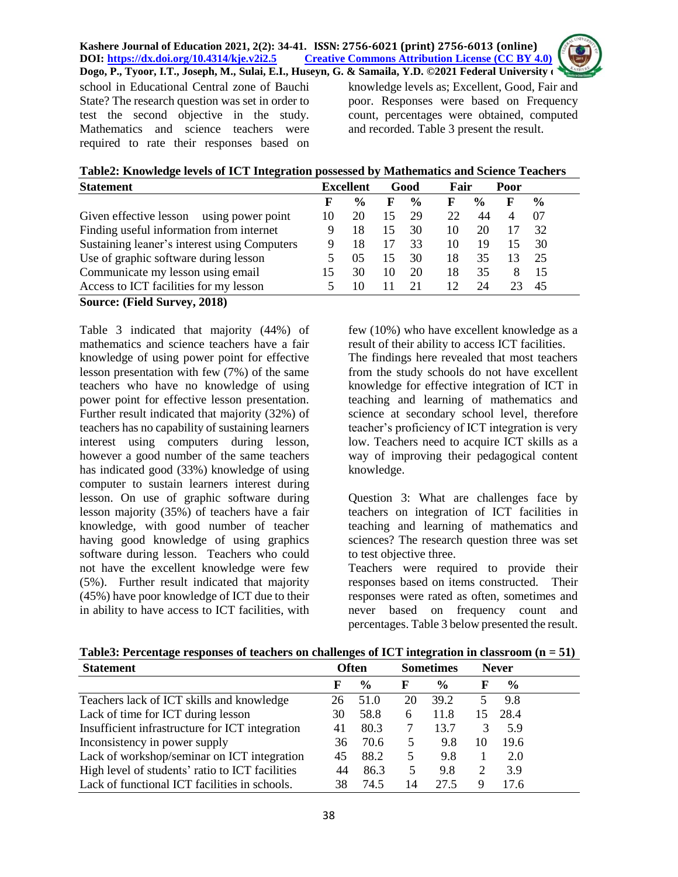school in Educational Central zone of Bauchi State? The research question was set in order to test the second objective in the study. Mathematics and science teachers were required to rate their responses based on knowledge levels as; Excellent, Good, Fair and poor. Responses were based on Frequency count, percentages were obtained, computed and recorded. Table 3 present the result.

**Table2: Knowledge levels of ICT Integration possessed by Mathematics and Science Teachers**

| Statement | Excellent | | Good | | Fair | | Poor | |
|---|---|---|---|---|---|---|---|---|
| | F | % | F | % | F | % | F | % |
| Given effective lesson using power point | 10 | 20 | 15 | 29 | 22 | 44 | 4 | 07 |
| Finding useful information from internet | 9 | 18 | 15 | 30 | 10 | 20 | 17 | 32 |
| Sustaining leaner's interest using Computers | 9 | 18 | 17 | 33 | 10 | 19 | 15 | 30 |
| Use of graphic software during lesson | 5 | 05 | 15 | 30 | 18 | 35 | 13 | 25 |
| Communicate my lesson using email | 15 | 30 | 10 | 20 | 18 | 35 | 8 | 15 |
| Access to ICT facilities for my lesson | 5 | 10 | 11 | 21 | 12 | 24 | 23 | 45 |

**Source: (Field Survey, 2018)**

Table 3 indicated that majority (44%) of mathematics and science teachers have a fair knowledge of using power point for effective lesson presentation with few (7%) of the same teachers who have no knowledge of using power point for effective lesson presentation. Further result indicated that majority (32%) of teachers has no capability of sustaining learners interest using computers during lesson, however a good number of the same teachers has indicated good (33%) knowledge of using computer to sustain learners interest during lesson. On use of graphic software during lesson majority (35%) of teachers have a fair knowledge, with good number of teacher having good knowledge of using graphics software during lesson. Teachers who could not have the excellent knowledge were few (5%). Further result indicated that majority (45%) have poor knowledge of ICT due to their in ability to have access to ICT facilities, with few (10%) who have excellent knowledge as a result of their ability to access ICT facilities.

The findings here revealed that most teachers from the study schools do not have excellent knowledge for effective integration of ICT in teaching and learning of mathematics and science at secondary school level, therefore teacher's proficiency of ICT integration is very low. Teachers need to acquire ICT skills as a way of improving their pedagogical content knowledge.

Question 3: What are challenges face by teachers on integration of ICT facilities in teaching and learning of mathematics and sciences? The research question three was set to test objective three.

Teachers were required to provide their responses based on items constructed. Their responses were rated as often, sometimes and never based on frequency count and percentages. Table 3 below presented the result.

**Table3: Percentage responses of teachers on challenges of ICT integration in classroom (n = 51)**

| Statement | Often | | Sometimes | | Never | |
|---|---|---|---|---|---|---|
| | F | % | F | % | F | % |
| Teachers lack of ICT skills and knowledge | 26 | 51.0 | 20 | 39.2 | 5 | 9.8 |
| Lack of time for ICT during lesson | 30 | 58.8 | 6 | 11.8 | 15 | 28.4 |
| Insufficient infrastructure for ICT integration | 41 | 80.3 | 7 | 13.7 | 3 | 5.9 |
| Inconsistency in power supply | 36 | 70.6 | 5 | 9.8 | 10 | 19.6 |
| Lack of workshop/seminar on ICT integration | 45 | 88.2 | 5 | 9.8 | 1 | 2.0 |
| High level of students' ratio to ICT facilities | 44 | 86.3 | 5 | 9.8 | 2 | 3.9 |
| Lack of functional ICT facilities in schools. | 38 | 74.5 | 14 | 27.5 | 9 | 17.6 |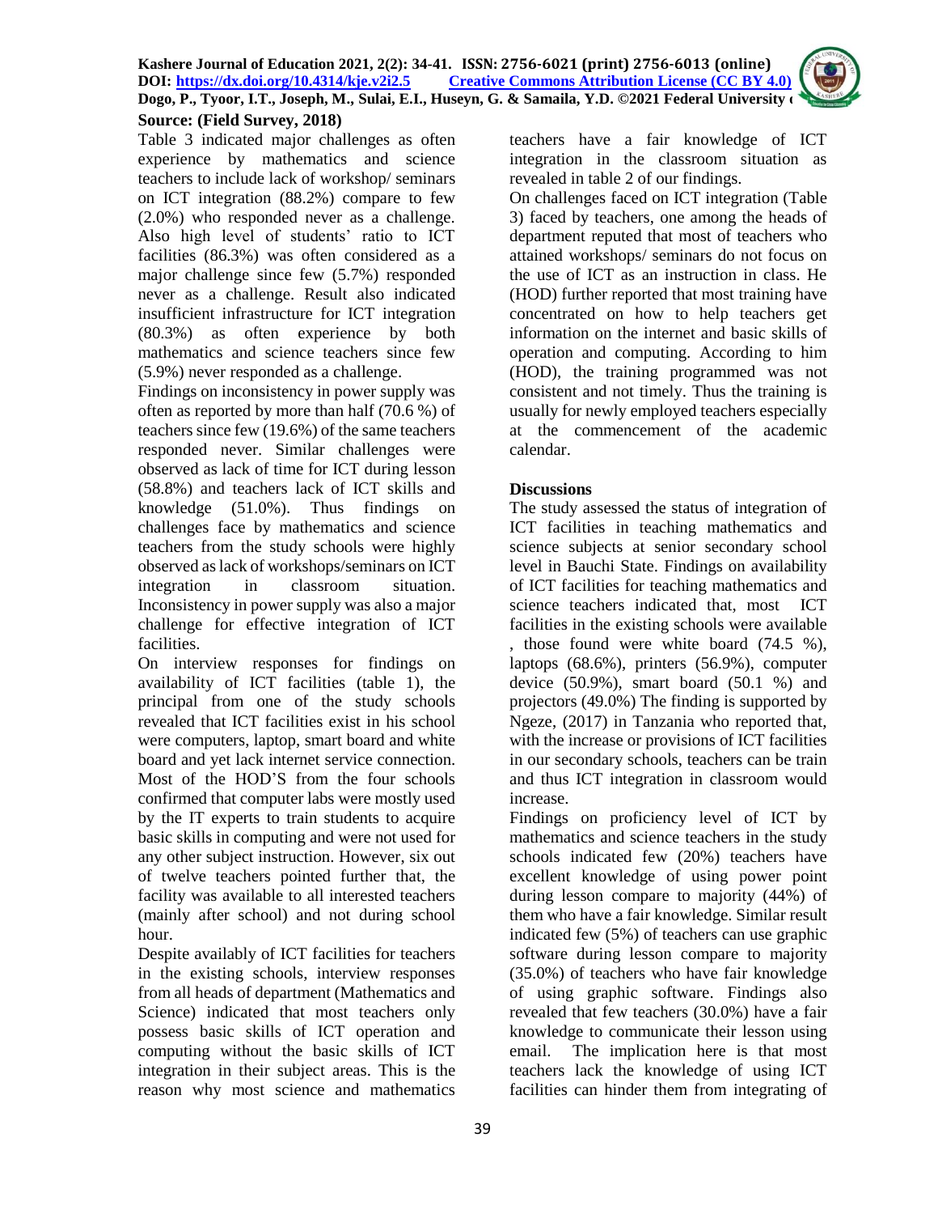**Source: (Field Survey, 2018)**

Table 3 indicated major challenges as often experience by mathematics and science teachers to include lack of workshop/ seminars on ICT integration (88.2%) compare to few (2.0%) who responded never as a challenge. Also high level of students' ratio to ICT facilities (86.3%) was often considered as a major challenge since few (5.7%) responded never as a challenge. Result also indicated insufficient infrastructure for ICT integration (80.3%) as often experience by both mathematics and science teachers since few (5.9%) never responded as a challenge.

Findings on inconsistency in power supply was often as reported by more than half (70.6 %) of teachers since few (19.6%) of the same teachers responded never. Similar challenges were observed as lack of time for ICT during lesson (58.8%) and teachers lack of ICT skills and knowledge (51.0%). Thus findings on challenges face by mathematics and science teachers from the study schools were highly observed as lack of workshops/seminars on ICT integration in classroom situation. Inconsistency in power supply was also a major challenge for effective integration of ICT facilities.

On interview responses for findings on availability of ICT facilities (table 1), the principal from one of the study schools revealed that ICT facilities exist in his school were computers, laptop, smart board and white board and yet lack internet service connection. Most of the HOD'S from the four schools confirmed that computer labs were mostly used by the IT experts to train students to acquire basic skills in computing and were not used for any other subject instruction. However, six out of twelve teachers pointed further that, the facility was available to all interested teachers (mainly after school) and not during school hour.

Despite availably of ICT facilities for teachers in the existing schools, interview responses from all heads of department (Mathematics and Science) indicated that most teachers only possess basic skills of ICT operation and computing without the basic skills of ICT integration in their subject areas. This is the reason why most science and mathematics teachers have a fair knowledge of ICT integration in the classroom situation as revealed in table 2 of our findings.

On challenges faced on ICT integration (Table 3) faced by teachers, one among the heads of department reputed that most of teachers who attained workshops/ seminars do not focus on the use of ICT as an instruction in class. He (HOD) further reported that most training have concentrated on how to help teachers get information on the internet and basic skills of operation and computing. According to him (HOD), the training programmed was not consistent and not timely. Thus the training is usually for newly employed teachers especially at the commencement of the academic calendar.

## Discussions

The study assessed the status of integration of ICT facilities in teaching mathematics and science subjects at senior secondary school level in Bauchi State. Findings on availability of ICT facilities for teaching mathematics and science teachers indicated that, most ICT facilities in the existing schools were available , those found were white board (74.5 %), laptops (68.6%), printers (56.9%), computer device (50.9%), smart board (50.1 %) and projectors (49.0%) The finding is supported by Ngeze, (2017) in Tanzania who reported that, with the increase or provisions of ICT facilities in our secondary schools, teachers can be train and thus ICT integration in classroom would increase.

Findings on proficiency level of ICT by mathematics and science teachers in the study schools indicated few (20%) teachers have excellent knowledge of using power point during lesson compare to majority (44%) of them who have a fair knowledge. Similar result indicated few (5%) of teachers can use graphic software during lesson compare to majority (35.0%) of teachers who have fair knowledge of using graphic software. Findings also revealed that few teachers (30.0%) have a fair knowledge to communicate their lesson using email. The implication here is that most teachers lack the knowledge of using ICT facilities can hinder them from integrating of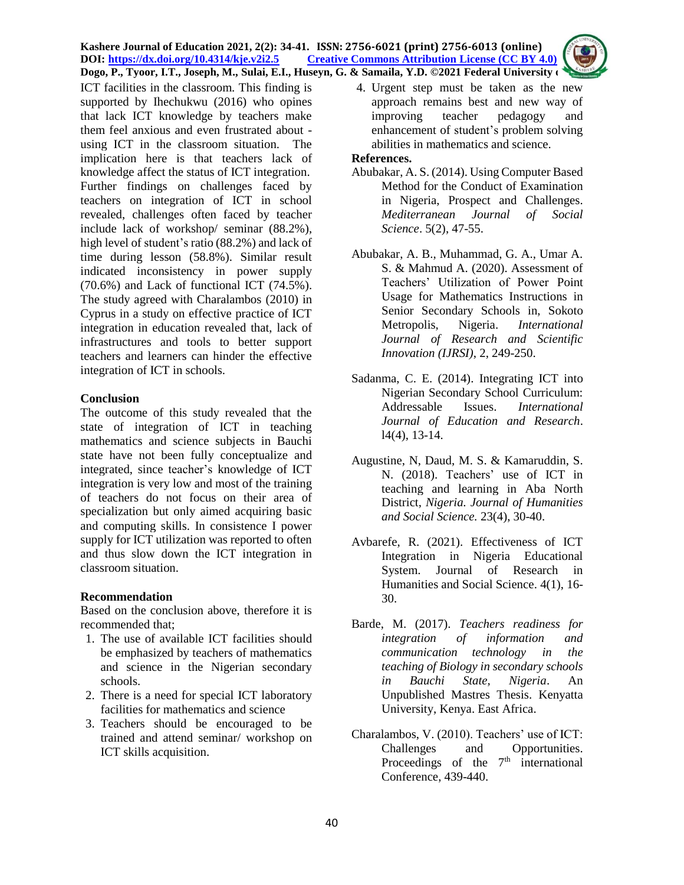ICT facilities in the classroom. This finding is supported by Ihechukwu (2016) who opines that lack ICT knowledge by teachers make them feel anxious and even frustrated about - using ICT in the classroom situation. The implication here is that teachers lack of knowledge affect the status of ICT integration. Further findings on challenges faced by teachers on integration of ICT in school revealed, challenges often faced by teacher include lack of workshop/ seminar (88.2%), high level of student's ratio (88.2%) and lack of time during lesson (58.8%). Similar result indicated inconsistency in power supply (70.6%) and Lack of functional ICT (74.5%). The study agreed with Charalambos (2010) in Cyprus in a study on effective practice of ICT integration in education revealed that, lack of infrastructures and tools to better support teachers and learners can hinder the effective integration of ICT in schools.

## Conclusion

The outcome of this study revealed that the state of integration of ICT in teaching mathematics and science subjects in Bauchi state have not been fully conceptualize and integrated, since teacher's knowledge of ICT integration is very low and most of the training of teachers do not focus on their area of specialization but only aimed acquiring basic and computing skills. In consistence I power supply for ICT utilization was reported to often and thus slow down the ICT integration in classroom situation.

## Recommendation

Based on the conclusion above, therefore it is recommended that;

1. The use of available ICT facilities should be emphasized by teachers of mathematics and science in the Nigerian secondary schools.
2. There is a need for special ICT laboratory facilities for mathematics and science
3. Teachers should be encouraged to be trained and attend seminar/ workshop on ICT skills acquisition.
4. Urgent step must be taken as the new approach remains best and new way of improving teacher pedagogy and enhancement of student's problem solving abilities in mathematics and science.

## References.

Abubakar, A. S. (2014). Using Computer Based Method for the Conduct of Examination in Nigeria, Prospect and Challenges. *Mediterranean Journal of Social Science*. 5(2), 47-55.

Abubakar, A. B., Muhammad, G. A., Umar A. S. & Mahmud A. (2020). Assessment of Teachers' Utilization of Power Point Usage for Mathematics Instructions in Senior Secondary Schools in, Sokoto Metropolis, Nigeria. *International Journal of Research and Scientific Innovation (IJRSI)*, 2, 249-250.

Sadanma, C. E. (2014). Integrating ICT into Nigerian Secondary School Curriculum: Addressable Issues. *International Journal of Education and Research*. l4(4), 13-14.

Augustine, N, Daud, M. S. & Kamaruddin, S. N. (2018). Teachers' use of ICT in teaching and learning in Aba North District, *Nigeria. Journal of Humanities and Social Science.* 23(4), 30-40.

Avbarefe, R. (2021). Effectiveness of ICT Integration in Nigeria Educational System. Journal of Research in Humanities and Social Science. 4(1), 16-30.

Barde, M. (2017). *Teachers readiness for integration of information and communication technology in the teaching of Biology in secondary schools in Bauchi State, Nigeria*. An Unpublished Mastres Thesis. Kenyatta University, Kenya. East Africa.

Charalambos, V. (2010). Teachers' use of ICT: Challenges and Opportunities. Proceedings of the 7th international Conference, 439-440.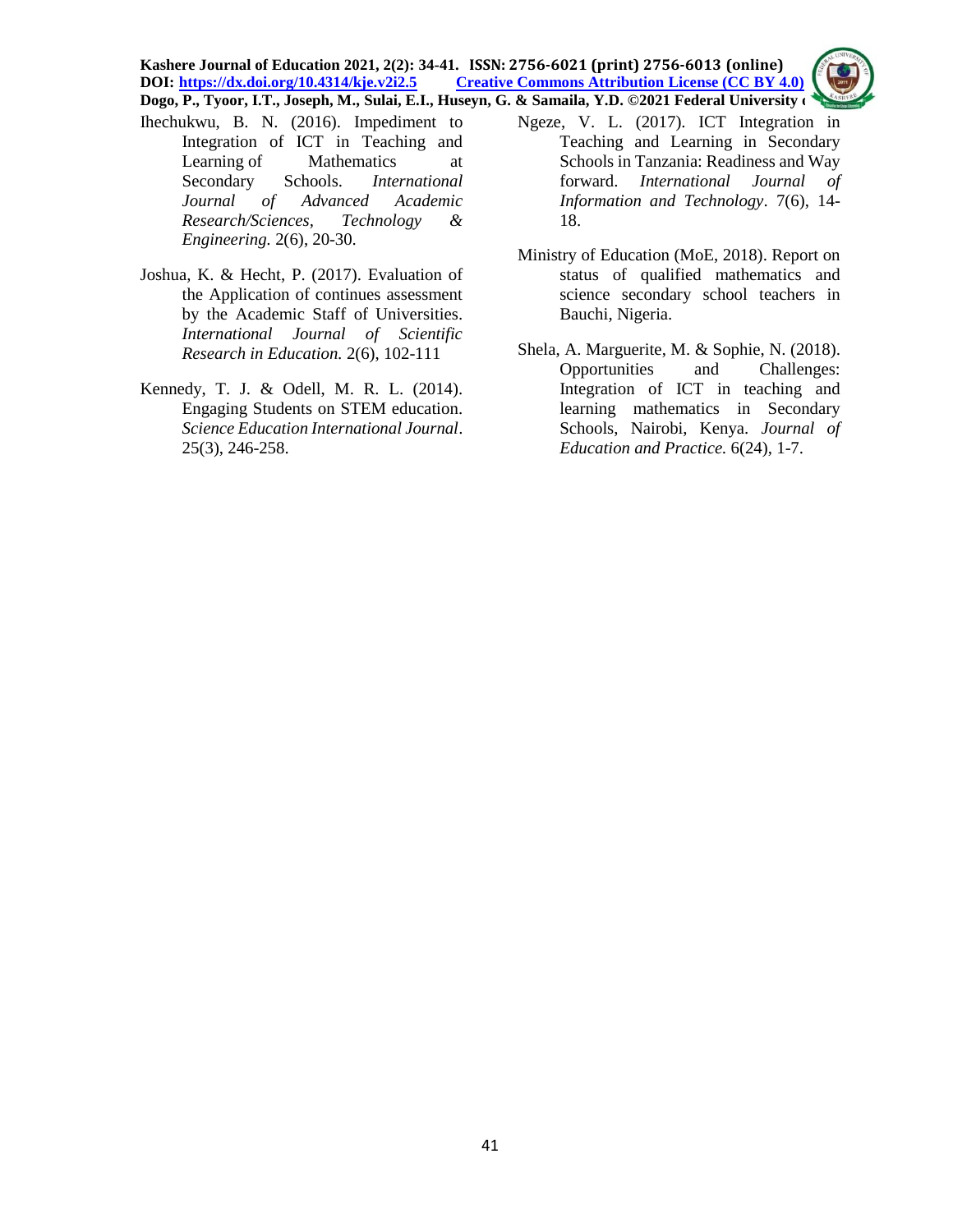Ihechukwu, B. N. (2016). Impediment to Integration of ICT in Teaching and Learning of Mathematics at Secondary Schools. *International Journal of Advanced Academic Research/Sciences, Technology & Engineering.* 2(6), 20-30.

Joshua, K. & Hecht, P. (2017). Evaluation of the Application of continues assessment by the Academic Staff of Universities. *International Journal of Scientific Research in Education.* 2(6), 102-111

Kennedy, T. J. & Odell, M. R. L. (2014). Engaging Students on STEM education. *Science Education International Journal*. 25(3), 246-258.

Ngeze, V. L. (2017). ICT Integration in Teaching and Learning in Secondary Schools in Tanzania: Readiness and Way forward. *International Journal of Information and Technology*. 7(6), 14-18.

Ministry of Education (MoE, 2018). Report on status of qualified mathematics and science secondary school teachers in Bauchi, Nigeria.

Shela, A. Marguerite, M. & Sophie, N. (2018). Opportunities and Challenges: Integration of ICT in teaching and learning mathematics in Secondary Schools, Nairobi, Kenya. *Journal of Education and Practice.* 6(24), 1-7.